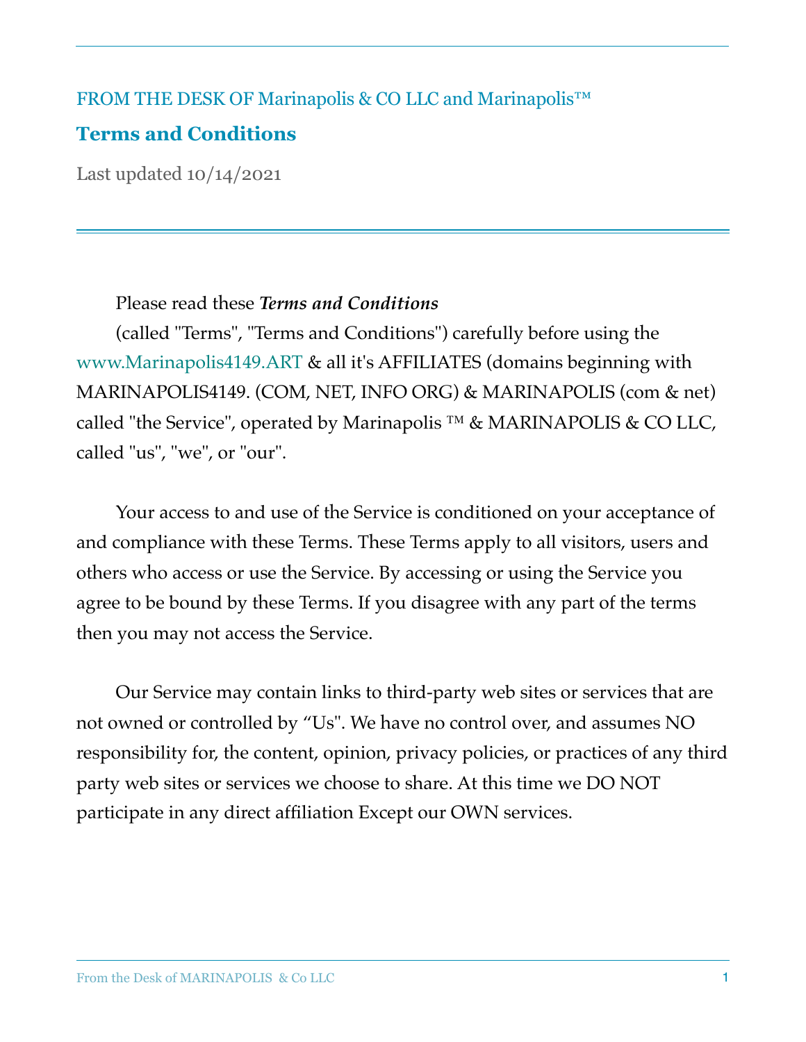FROM THE DESK OF Marinapolis & CO LLC and Marinapolis™

# Terms and Conditions

Last updated 10/14/2021

---

Please read these ***Terms and Conditions*** (called "Terms", "Terms and Conditions") carefully before using the www.Marinapolis4149.ART & all it's AFFILIATES (domains beginning with MARINAPOLIS4149. (COM, NET, INFO ORG) & MARINAPOLIS (com & net) called "the Service", operated by Marinapolis ™ & MARINAPOLIS & CO LLC, called "us", "we", or "our".

Your access to and use of the Service is conditioned on your acceptance of and compliance with these Terms. These Terms apply to all visitors, users and others who access or use the Service. By accessing or using the Service you agree to be bound by these Terms. If you disagree with any part of the terms then you may not access the Service.

Our Service may contain links to third-party web sites or services that are not owned or controlled by "Us". We have no control over, and assumes NO responsibility for, the content, opinion, privacy policies, or practices of any third party web sites or services we choose to share. At this time we DO NOT participate in any direct affiliation Except our OWN services.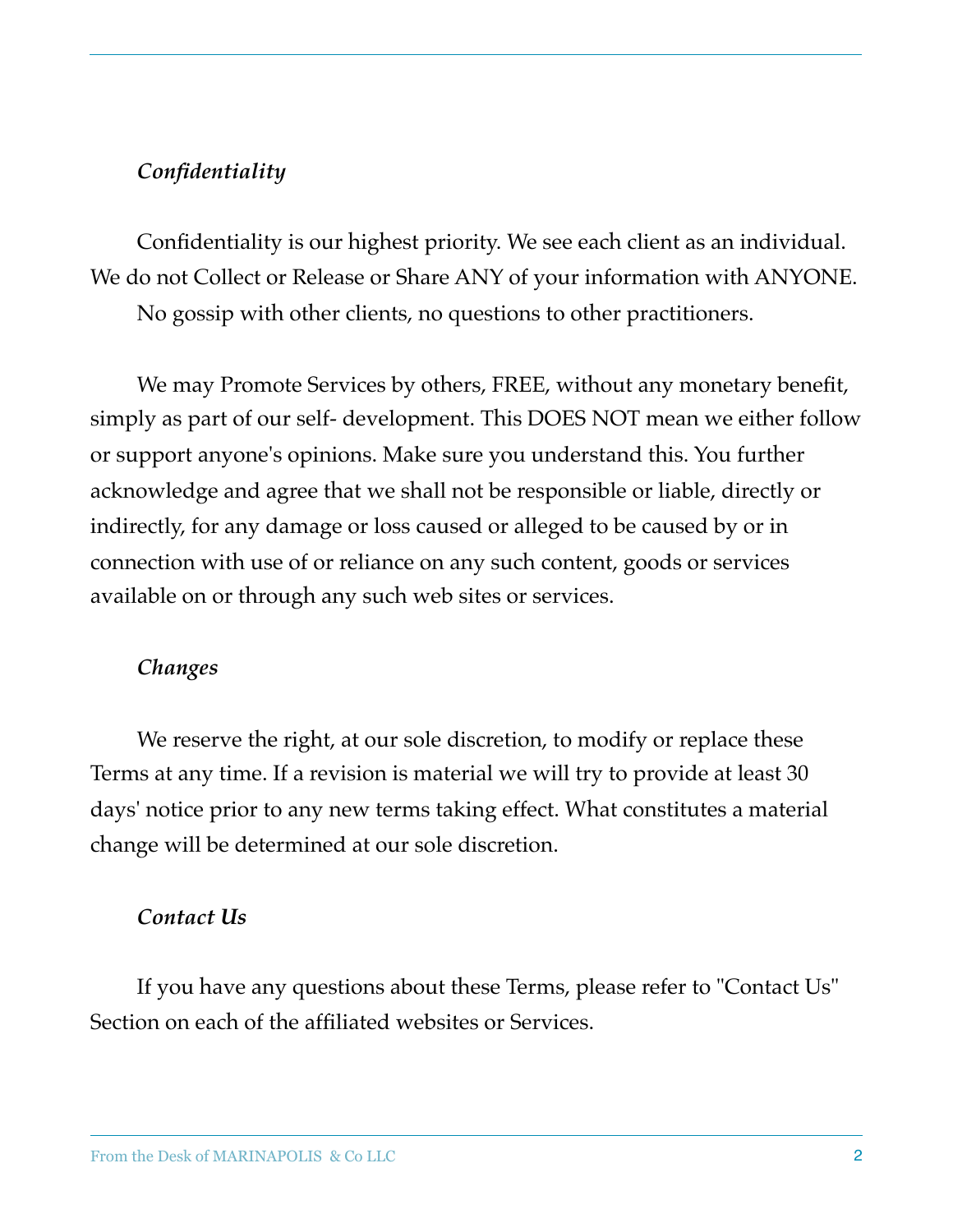### *Confidentiality*

Confidentiality is our highest priority. We see each client as an individual. We do not Collect or Release or Share ANY of your information with ANYONE.

No gossip with other clients, no questions to other practitioners.

We may Promote Services by others, FREE, without any monetary benefit, simply as part of our self- development. This DOES NOT mean we either follow or support anyone's opinions. Make sure you understand this. You further acknowledge and agree that we shall not be responsible or liable, directly or indirectly, for any damage or loss caused or alleged to be caused by or in connection with use of or reliance on any such content, goods or services available on or through any such web sites or services.

### *Changes*

We reserve the right, at our sole discretion, to modify or replace these Terms at any time. If a revision is material we will try to provide at least 30 days' notice prior to any new terms taking effect. What constitutes a material change will be determined at our sole discretion.

### *Contact Us*

If you have any questions about these Terms, please refer to "Contact Us" Section on each of the affiliated websites or Services.